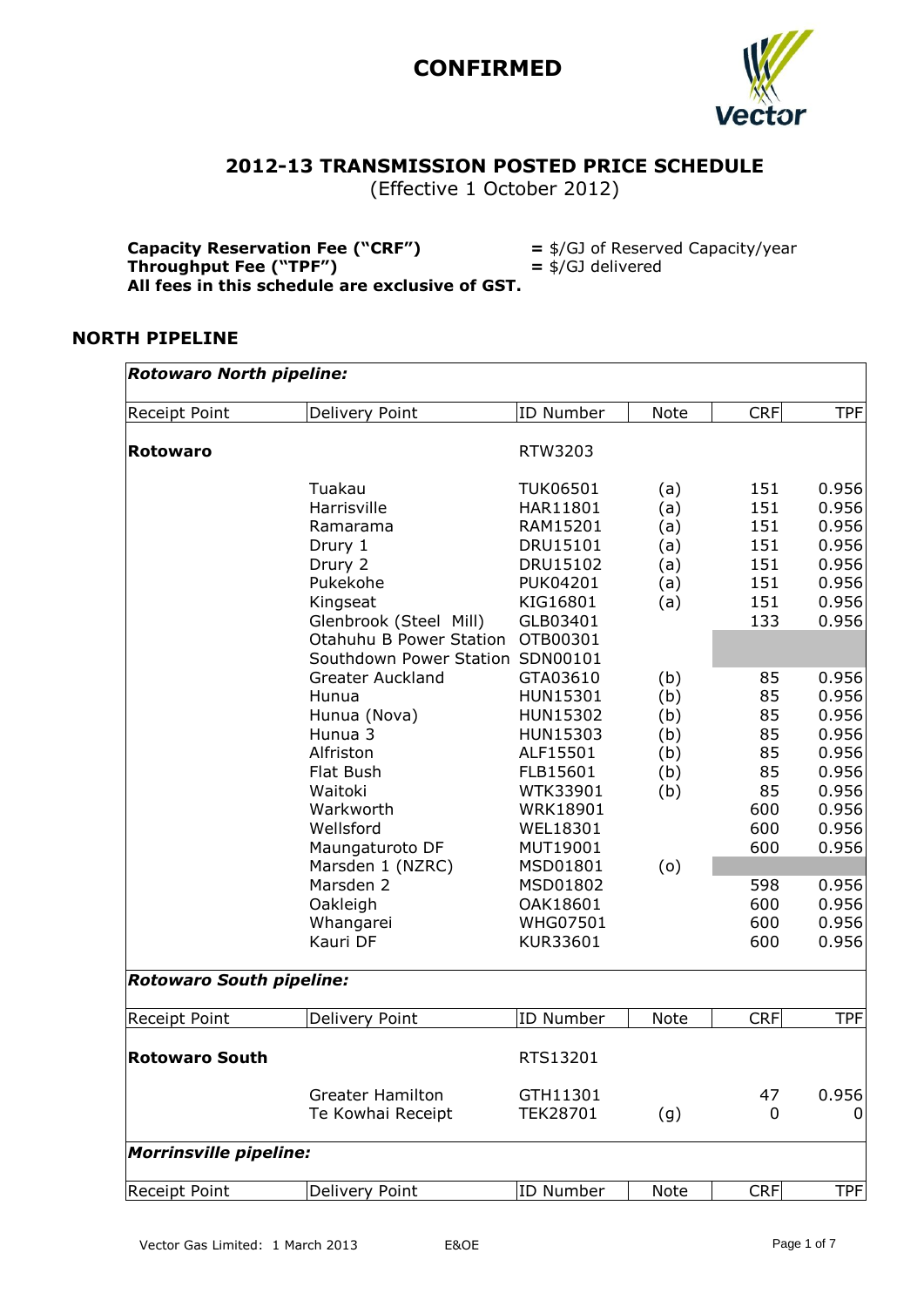# CONFIRMED

## 2012-13 TRANSMISSION POSTED PRICE SCHEDULE

(Effective 1 October 2012)

**Capacity Reservation Fee ("CRF")** = $/GJ of Reserved Capacity/year
**Throughput Fee ("TPF")** = $/GJ delivered
**All fees in this schedule are exclusive of GST.**

### NORTH PIPELINE

| *Rotowaro North pipeline:* | | | | | |
|---|---|---|---|---|---|
| Receipt Point | Delivery Point | ID Number | Note | CRF | TPF |
| **Rotowaro** | | RTW3203 | | | |
| | Tuakau | TUK06501 | (a) | 151 | 0.956 |
| | Harrisville | HAR11801 | (a) | 151 | 0.956 |
| | Ramarama | RAM15201 | (a) | 151 | 0.956 |
| | Drury 1 | DRU15101 | (a) | 151 | 0.956 |
| | Drury 2 | DRU15102 | (a) | 151 | 0.956 |
| | Pukekohe | PUK04201 | (a) | 151 | 0.956 |
| | Kingseat | KIG16801 | (a) | 151 | 0.956 |
| | Glenbrook (Steel Mill) | GLB03401 | | 133 | 0.956 |
| | Otahuhu B Power Station | OTB00301 | | | |
| | Southdown Power Station | SDN00101 | | | |
| | Greater Auckland | GTA03610 | (b) | 85 | 0.956 |
| | Hunua | HUN15301 | (b) | 85 | 0.956 |
| | Hunua (Nova) | HUN15302 | (b) | 85 | 0.956 |
| | Hunua 3 | HUN15303 | (b) | 85 | 0.956 |
| | Alfriston | ALF15501 | (b) | 85 | 0.956 |
| | Flat Bush | FLB15601 | (b) | 85 | 0.956 |
| | Waitoki | WTK33901 | (b) | 85 | 0.956 |
| | Warkworth | WRK18901 | | 600 | 0.956 |
| | Wellsford | WEL18301 | | 600 | 0.956 |
| | Maungaturoto DF | MUT19001 | | 600 | 0.956 |
| | Marsden 1 (NZRC) | MSD01801 | (o) | | |
| | Marsden 2 | MSD01802 | | 598 | 0.956 |
| | Oakleigh | OAK18601 | | 600 | 0.956 |
| | Whangarei | WHG07501 | | 600 | 0.956 |
| | Kauri DF | KUR33601 | | 600 | 0.956 |

| *Rotowaro South pipeline:* | | | | | |
|---|---|---|---|---|---|
| Receipt Point | Delivery Point | ID Number | Note | CRF | TPF |
| **Rotowaro South** | | RTS13201 | | | |
| | Greater Hamilton | GTH11301 | | 47 | 0.956 |
| | Te Kowhai Receipt | TEK28701 | (g) | 0 | 0 |

| *Morrinsville pipeline:* | | | | | |
|---|---|---|---|---|---|
| Receipt Point | Delivery Point | ID Number | Note | CRF | TPF |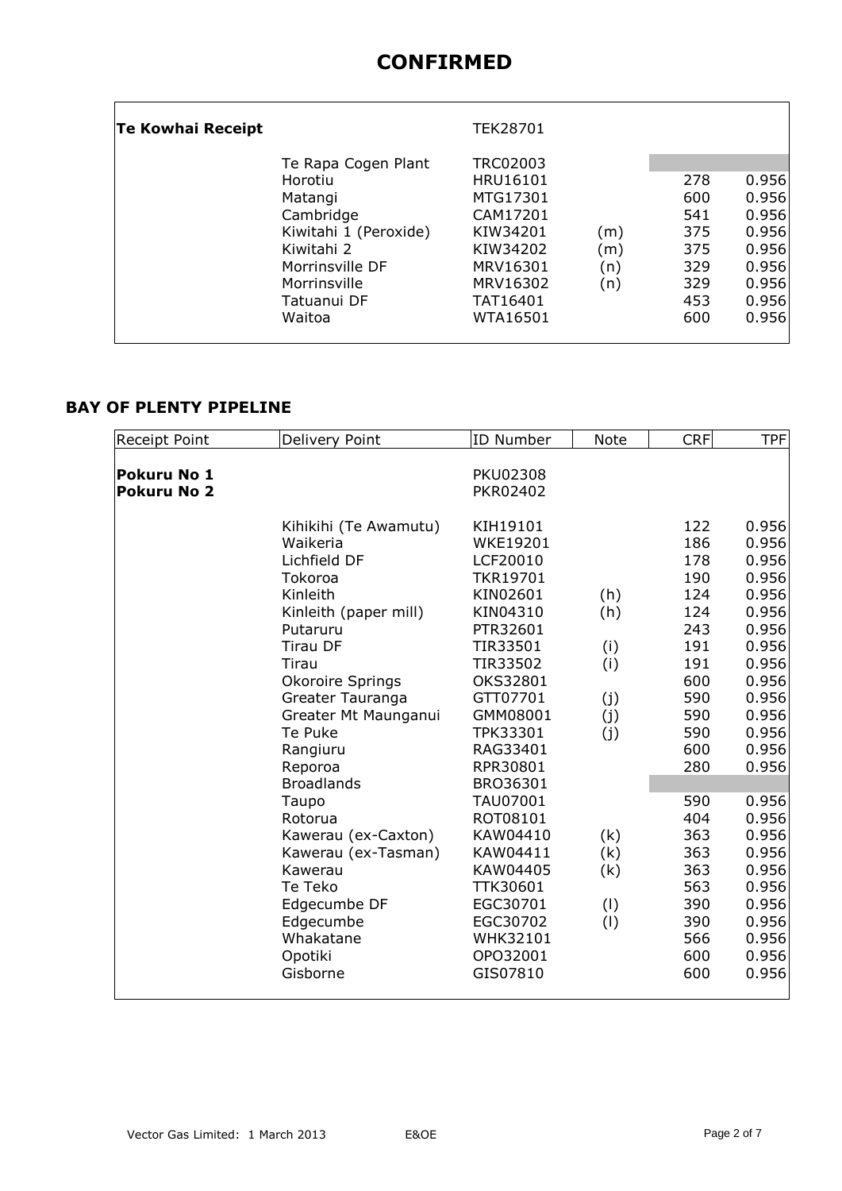# CONFIRMED

| Receipt Point | Delivery Point | ID Number | Note | CRF | TPF |
|---|---|---|---|---|---|
| **Te Kowhai Receipt** | | TEK28701 | | | |
| | Te Rapa Cogen Plant | TRC02003 | | | |
| | Horotiu | HRU16101 | | 278 | 0.956 |
| | Matangi | MTG17301 | | 600 | 0.956 |
| | Cambridge | CAM17201 | | 541 | 0.956 |
| | Kiwitahi 1 (Peroxide) | KIW34201 | (m) | 375 | 0.956 |
| | Kiwitahi 2 | KIW34202 | (m) | 375 | 0.956 |
| | Morrinsville DF | MRV16301 | (n) | 329 | 0.956 |
| | Morrinsville | MRV16302 | (n) | 329 | 0.956 |
| | Tatuanui DF | TAT16401 | | 453 | 0.956 |
| | Waitoa | WTA16501 | | 600 | 0.956 |

## BAY OF PLENTY PIPELINE

| Receipt Point | Delivery Point | ID Number | Note | CRF | TPF |
|---|---|---|---|---|---|
| **Pokuru No 1** | | PKU02308 | | | |
| **Pokuru No 2** | | PKR02402 | | | |
| | Kihikihi (Te Awamutu) | KIH19101 | | 122 | 0.956 |
| | Waikeria | WKE19201 | | 186 | 0.956 |
| | Lichfield DF | LCF20010 | | 178 | 0.956 |
| | Tokoroa | TKR19701 | | 190 | 0.956 |
| | Kinleith | KIN02601 | (h) | 124 | 0.956 |
| | Kinleith (paper mill) | KIN04310 | (h) | 124 | 0.956 |
| | Putaruru | PTR32601 | | 243 | 0.956 |
| | Tirau DF | TIR33501 | (i) | 191 | 0.956 |
| | Tirau | TIR33502 | (i) | 191 | 0.956 |
| | Okoroire Springs | OKS32801 | | 600 | 0.956 |
| | Greater Tauranga | GTT07701 | (j) | 590 | 0.956 |
| | Greater Mt Maunganui | GMM08001 | (j) | 590 | 0.956 |
| | Te Puke | TPK33301 | (j) | 590 | 0.956 |
| | Rangiuru | RAG33401 | | 600 | 0.956 |
| | Reporoa | RPR30801 | | 280 | 0.956 |
| | Broadlands | BRO36301 | | | |
| | Taupo | TAU07001 | | 590 | 0.956 |
| | Rotorua | ROT08101 | | 404 | 0.956 |
| | Kawerau (ex-Caxton) | KAW04410 | (k) | 363 | 0.956 |
| | Kawerau (ex-Tasman) | KAW04411 | (k) | 363 | 0.956 |
| | Kawerau | KAW04405 | (k) | 363 | 0.956 |
| | Te Teko | TTK30601 | | 563 | 0.956 |
| | Edgecumbe DF | EGC30701 | (l) | 390 | 0.956 |
| | Edgecumbe | EGC30702 | (l) | 390 | 0.956 |
| | Whakatane | WHK32101 | | 566 | 0.956 |
| | Opotiki | OPO32001 | | 600 | 0.956 |
| | Gisborne | GIS07810 | | 600 | 0.956 |

Vector Gas Limited: 1 March 2013 E&OE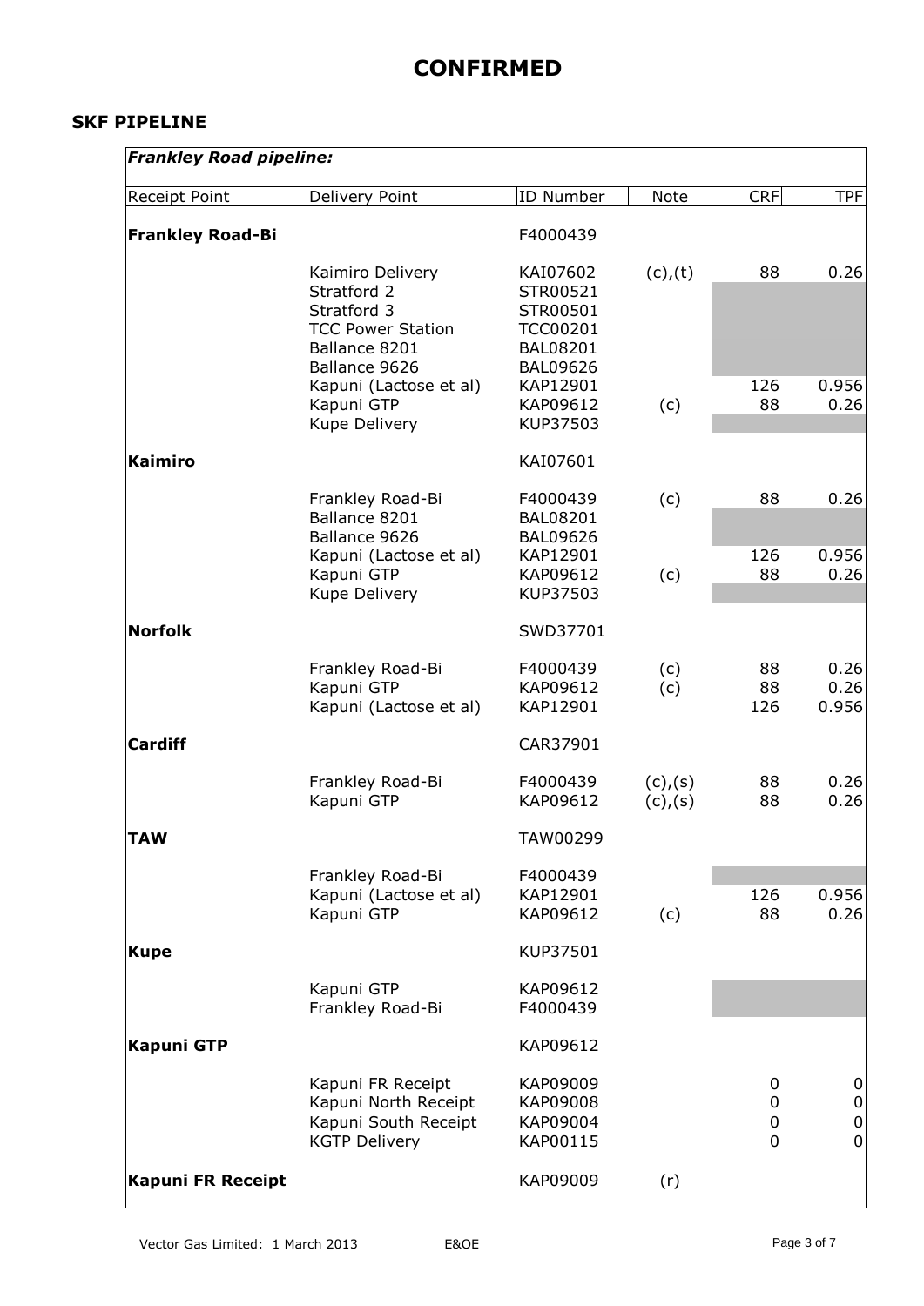# CONFIRMED

## SKF PIPELINE

| *Frankley Road pipeline:* | | | | | |
|---|---|---|---|---|---|
| Receipt Point | Delivery Point | ID Number | Note | CRF | TPF |
| **Frankley Road-Bi** | | F4000439 | | | |
| | Kaimiro Delivery | KAI07602 | (c),(t) | 88 | 0.26 |
| | Stratford 2 | STR00521 | | | |
| | Stratford 3 | STR00501 | | | |
| | TCC Power Station | TCC00201 | | | |
| | Ballance 8201 | BAL08201 | | | |
| | Ballance 9626 | BAL09626 | | | |
| | Kapuni (Lactose et al) | KAP12901 | | 126 | 0.956 |
| | Kapuni GTP | KAP09612 | (c) | 88 | 0.26 |
| | Kupe Delivery | KUP37503 | | | |
| **Kaimiro** | | KAI07601 | | | |
| | Frankley Road-Bi | F4000439 | (c) | 88 | 0.26 |
| | Ballance 8201 | BAL08201 | | | |
| | Ballance 9626 | BAL09626 | | | |
| | Kapuni (Lactose et al) | KAP12901 | | 126 | 0.956 |
| | Kapuni GTP | KAP09612 | (c) | 88 | 0.26 |
| | Kupe Delivery | KUP37503 | | | |
| **Norfolk** | | SWD37701 | | | |
| | Frankley Road-Bi | F4000439 | (c) | 88 | 0.26 |
| | Kapuni GTP | KAP09612 | (c) | 88 | 0.26 |
| | Kapuni (Lactose et al) | KAP12901 | | 126 | 0.956 |
| **Cardiff** | | CAR37901 | | | |
| | Frankley Road-Bi | F4000439 | (c),(s) | 88 | 0.26 |
| | Kapuni GTP | KAP09612 | (c),(s) | 88 | 0.26 |
| **TAW** | | TAW00299 | | | |
| | Frankley Road-Bi | F4000439 | | | |
| | Kapuni (Lactose et al) | KAP12901 | | 126 | 0.956 |
| | Kapuni GTP | KAP09612 | (c) | 88 | 0.26 |
| **Kupe** | | KUP37501 | | | |
| | Kapuni GTP | KAP09612 | | | |
| | Frankley Road-Bi | F4000439 | | | |
| **Kapuni GTP** | | KAP09612 | | | |
| | Kapuni FR Receipt | KAP09009 | | 0 | 0 |
| | Kapuni North Receipt | KAP09008 | | 0 | 0 |
| | Kapuni South Receipt | KAP09004 | | 0 | 0 |
| | KGTP Delivery | KAP00115 | | 0 | 0 |
| **Kapuni FR Receipt** | | KAP09009 | (r) | | |

Vector Gas Limited: 1 March 2013 E&OE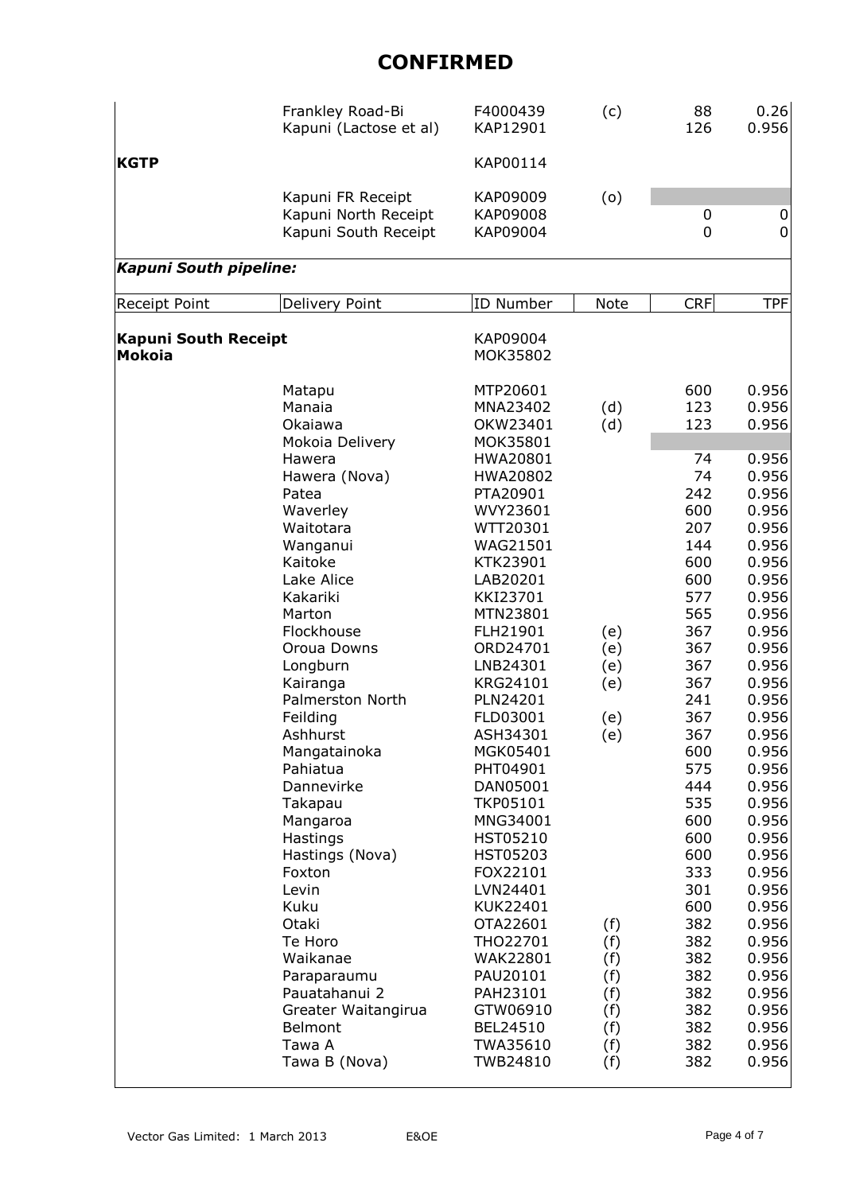# CONFIRMED

| | | | | | |
|---|---|---|---|---|---|
| | Frankley Road-Bi | F4000439 | (c) | 88 | 0.26 |
| | Kapuni (Lactose et al) | KAP12901 | | 126 | 0.956 |
| **KGTP** | | KAP00114 | | | |
| | Kapuni FR Receipt | KAP09009 | (o) | | |
| | Kapuni North Receipt | KAP09008 | | 0 | 0 |
| | Kapuni South Receipt | KAP09004 | | 0 | 0 |

***Kapuni South pipeline:***

| Receipt Point | Delivery Point | ID Number | Note | CRF | TPF |
|---|---|---|---|---|---|
| **Kapuni South Receipt** | | KAP09004 | | | |
| **Mokoia** | | MOK35802 | | | |
| | Matapu | MTP20601 | | 600 | 0.956 |
| | Manaia | MNA23402 | (d) | 123 | 0.956 |
| | Okaiawa | OKW23401 | (d) | 123 | 0.956 |
| | Mokoia Delivery | MOK35801 | | | |
| | Hawera | HWA20801 | | 74 | 0.956 |
| | Hawera (Nova) | HWA20802 | | 74 | 0.956 |
| | Patea | PTA20901 | | 242 | 0.956 |
| | Waverley | WVY23601 | | 600 | 0.956 |
| | Waitotara | WTT20301 | | 207 | 0.956 |
| | Wanganui | WAG21501 | | 144 | 0.956 |
| | Kaitoke | KTK23901 | | 600 | 0.956 |
| | Lake Alice | LAB20201 | | 600 | 0.956 |
| | Kakariki | KKI23701 | | 577 | 0.956 |
| | Marton | MTN23801 | | 565 | 0.956 |
| | Flockhouse | FLH21901 | (e) | 367 | 0.956 |
| | Oroua Downs | ORD24701 | (e) | 367 | 0.956 |
| | Longburn | LNB24301 | (e) | 367 | 0.956 |
| | Kairanga | KRG24101 | (e) | 367 | 0.956 |
| | Palmerston North | PLN24201 | | 241 | 0.956 |
| | Feilding | FLD03001 | (e) | 367 | 0.956 |
| | Ashhurst | ASH34301 | (e) | 367 | 0.956 |
| | Mangatainoka | MGK05401 | | 600 | 0.956 |
| | Pahiatua | PHT04901 | | 575 | 0.956 |
| | Dannevirke | DAN05001 | | 444 | 0.956 |
| | Takapau | TKP05101 | | 535 | 0.956 |
| | Mangaroa | MNG34001 | | 600 | 0.956 |
| | Hastings | HST05210 | | 600 | 0.956 |
| | Hastings (Nova) | HST05203 | | 600 | 0.956 |
| | Foxton | FOX22101 | | 333 | 0.956 |
| | Levin | LVN24401 | | 301 | 0.956 |
| | Kuku | KUK22401 | | 600 | 0.956 |
| | Otaki | OTA22601 | (f) | 382 | 0.956 |
| | Te Horo | THO22701 | (f) | 382 | 0.956 |
| | Waikanae | WAK22801 | (f) | 382 | 0.956 |
| | Paraparaumu | PAU20101 | (f) | 382 | 0.956 |
| | Pauatahanui 2 | PAH23101 | (f) | 382 | 0.956 |
| | Greater Waitangirua | GTW06910 | (f) | 382 | 0.956 |
| | Belmont | BEL24510 | (f) | 382 | 0.956 |
| | Tawa A | TWA35610 | (f) | 382 | 0.956 |
| | Tawa B (Nova) | TWB24810 | (f) | 382 | 0.956 |

Vector Gas Limited: 1 March 2013 E&OE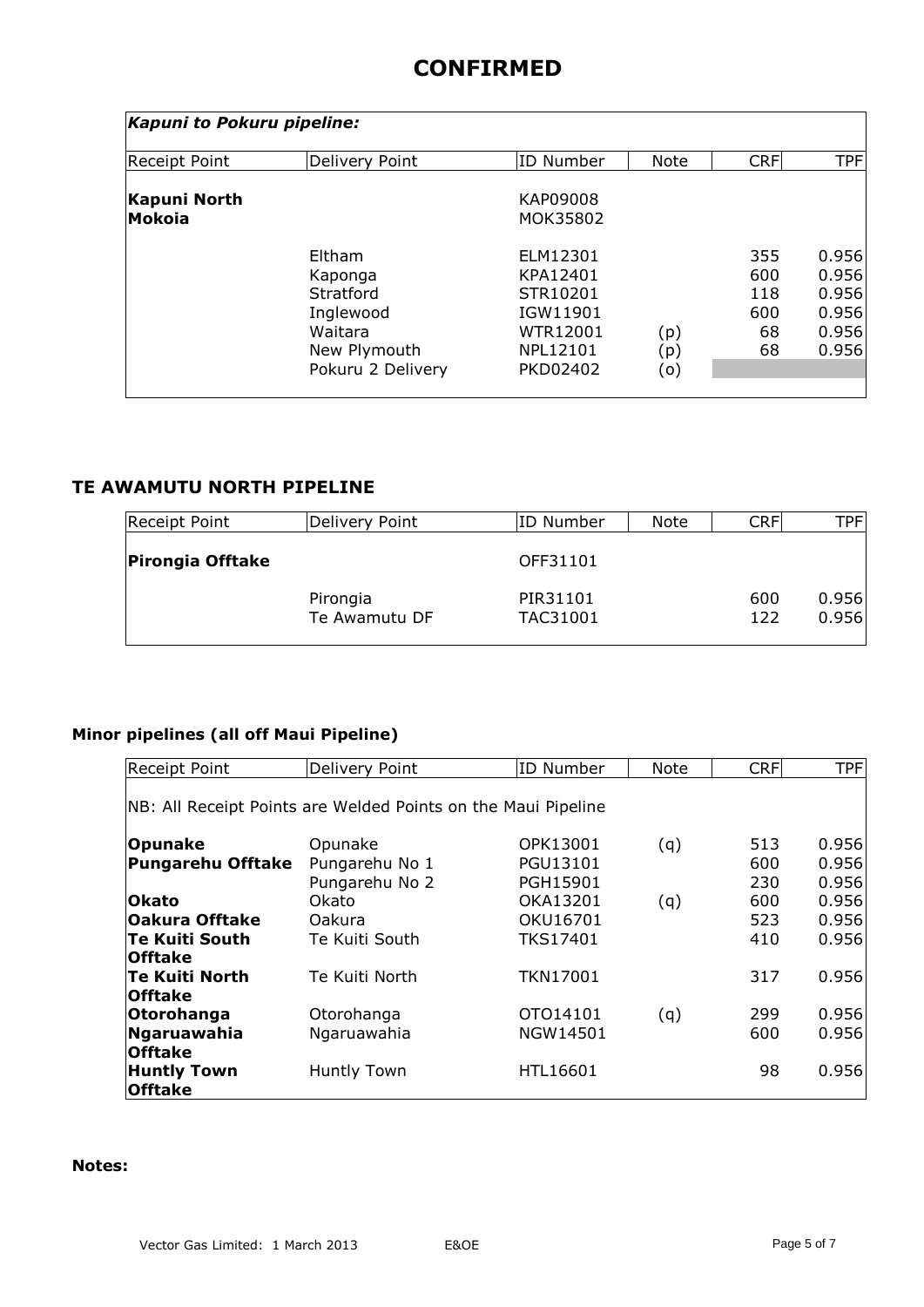# CONFIRMED

| *Kapuni to Pokuru pipeline:* | | | | | |
|---|---|---|---|---|---|
| Receipt Point | Delivery Point | ID Number | Note | CRF | TPF |
| **Kapuni North** | | KAP09008 | | | |
| **Mokoia** | | MOK35802 | | | |
| | Eltham | ELM12301 | | 355 | 0.956 |
| | Kaponga | KPA12401 | | 600 | 0.956 |
| | Stratford | STR10201 | | 118 | 0.956 |
| | Inglewood | IGW11901 | | 600 | 0.956 |
| | Waitara | WTR12001 | (p) | 68 | 0.956 |
| | New Plymouth | NPL12101 | (p) | 68 | 0.956 |
| | Pokuru 2 Delivery | PKD02402 | (o) | | |

## TE AWAMUTU NORTH PIPELINE

| Receipt Point | Delivery Point | ID Number | Note | CRF | TPF |
|---|---|---|---|---|---|
| **Pirongia Offtake** | | OFF31101 | | | |
| | Pirongia | PIR31101 | | 600 | 0.956 |
| | Te Awamutu DF | TAC31001 | | 122 | 0.956 |

## Minor pipelines (all off Maui Pipeline)

| Receipt Point | Delivery Point | ID Number | Note | CRF | TPF |
|---|---|---|---|---|---|
| NB: All Receipt Points are Welded Points on the Maui Pipeline | | | | | |
| **Opunake** | Opunake | OPK13001 | (q) | 513 | 0.956 |
| **Pungarehu Offtake** | Pungarehu No 1 | PGU13101 | | 600 | 0.956 |
| | Pungarehu No 2 | PGH15901 | | 230 | 0.956 |
| **Okato** | Okato | OKA13201 | (q) | 600 | 0.956 |
| **Oakura Offtake** | Oakura | OKU16701 | | 523 | 0.956 |
| **Te Kuiti South Offtake** | Te Kuiti South | TKS17401 | | 410 | 0.956 |
| **Te Kuiti North Offtake** | Te Kuiti North | TKN17001 | | 317 | 0.956 |
| **Otorohanga** | Otorohanga | OTO14101 | (q) | 299 | 0.956 |
| **Ngaruawahia Offtake** | Ngaruawahia | NGW14501 | | 600 | 0.956 |
| **Huntly Town Offtake** | Huntly Town | HTL16601 | | 98 | 0.956 |

**Notes:**

Vector Gas Limited: 1 March 2013 E&OE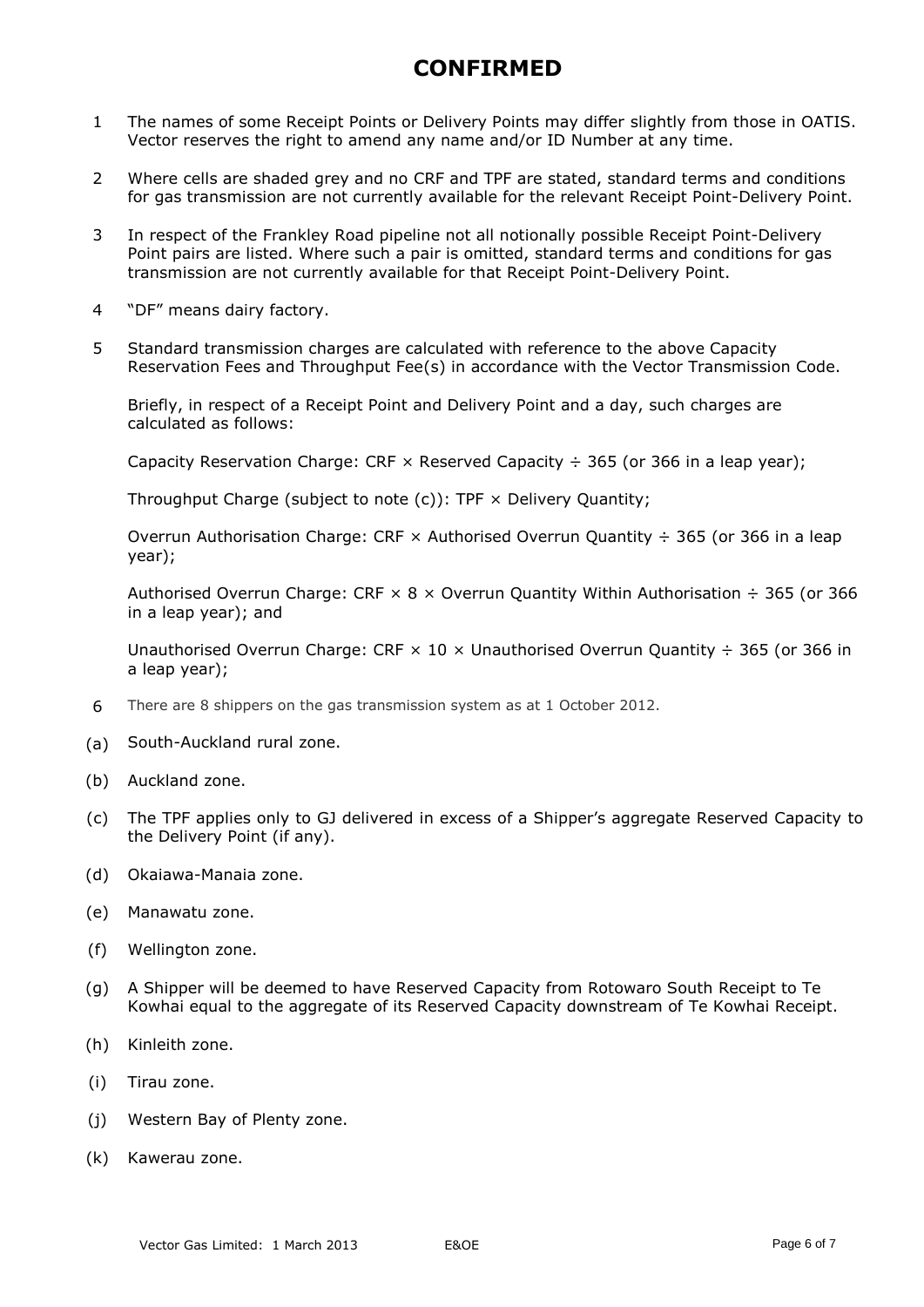# CONFIRMED

1. The names of some Receipt Points or Delivery Points may differ slightly from those in OATIS. Vector reserves the right to amend any name and/or ID Number at any time.

2. Where cells are shaded grey and no CRF and TPF are stated, standard terms and conditions for gas transmission are not currently available for the relevant Receipt Point-Delivery Point.

3. In respect of the Frankley Road pipeline not all notionally possible Receipt Point-Delivery Point pairs are listed. Where such a pair is omitted, standard terms and conditions for gas transmission are not currently available for that Receipt Point-Delivery Point.

4. "DF" means dairy factory.

5. Standard transmission charges are calculated with reference to the above Capacity Reservation Fees and Throughput Fee(s) in accordance with the Vector Transmission Code.

   Briefly, in respect of a Receipt Point and Delivery Point and a day, such charges are calculated as follows:

   Capacity Reservation Charge: CRF × Reserved Capacity ÷ 365 (or 366 in a leap year);

   Throughput Charge (subject to note (c)): TPF × Delivery Quantity;

   Overrun Authorisation Charge: CRF × Authorised Overrun Quantity ÷ 365 (or 366 in a leap year);

   Authorised Overrun Charge: CRF × 8 × Overrun Quantity Within Authorisation ÷ 365 (or 366 in a leap year); and

   Unauthorised Overrun Charge: CRF × 10 × Unauthorised Overrun Quantity ÷ 365 (or 366 in a leap year);

6. There are 8 shippers on the gas transmission system as at 1 October 2012.

(a) South-Auckland rural zone.

(b) Auckland zone.

(c) The TPF applies only to GJ delivered in excess of a Shipper's aggregate Reserved Capacity to the Delivery Point (if any).

(d) Okaiawa-Manaia zone.

(e) Manawatu zone.

(f) Wellington zone.

(g) A Shipper will be deemed to have Reserved Capacity from Rotowaro South Receipt to Te Kowhai equal to the aggregate of its Reserved Capacity downstream of Te Kowhai Receipt.

(h) Kinleith zone.

(i) Tirau zone.

(j) Western Bay of Plenty zone.

(k) Kawerau zone.

Vector Gas Limited: 1 March 2013 E&OE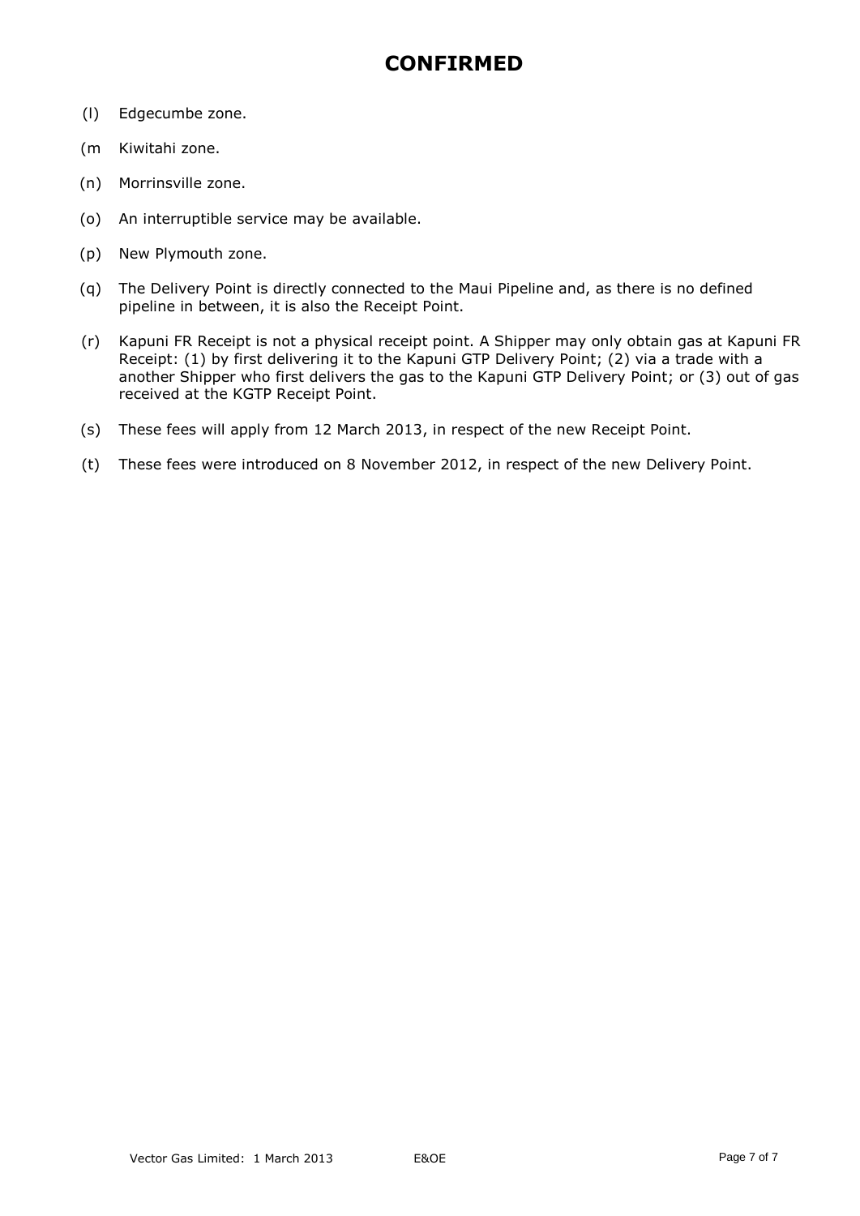# CONFIRMED

(l) Edgecumbe zone.

(m Kiwitahi zone.

(n) Morrinsville zone.

(o) An interruptible service may be available.

(p) New Plymouth zone.

(q) The Delivery Point is directly connected to the Maui Pipeline and, as there is no defined pipeline in between, it is also the Receipt Point.

(r) Kapuni FR Receipt is not a physical receipt point. A Shipper may only obtain gas at Kapuni FR Receipt: (1) by first delivering it to the Kapuni GTP Delivery Point; (2) via a trade with a another Shipper who first delivers the gas to the Kapuni GTP Delivery Point; or (3) out of gas received at the KGTP Receipt Point.

(s) These fees will apply from 12 March 2013, in respect of the new Receipt Point.

(t) These fees were introduced on 8 November 2012, in respect of the new Delivery Point.